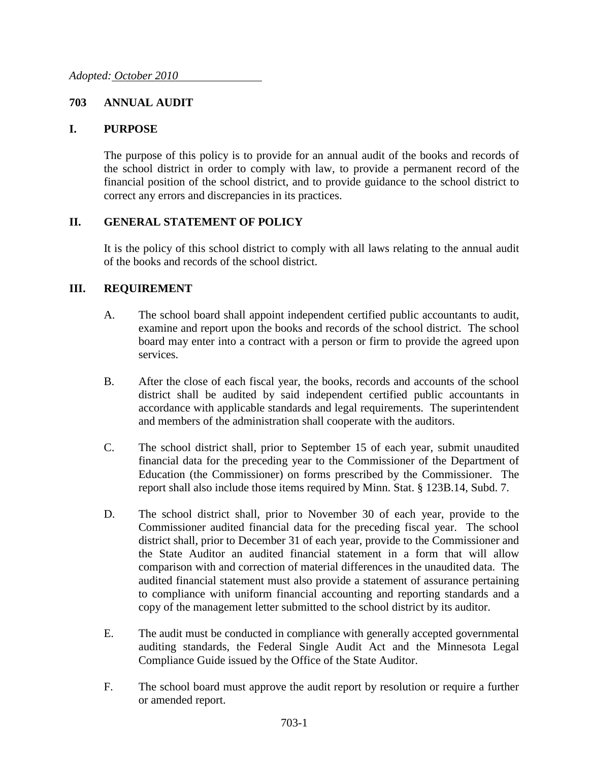*Adopted: October 2010*

# 703 ANNUAL AUDIT

## I. PURPOSE

The purpose of this policy is to provide for an annual audit of the books and records of the school district in order to comply with law, to provide a permanent record of the financial position of the school district, and to provide guidance to the school district to correct any errors and discrepancies in its practices.

## II. GENERAL STATEMENT OF POLICY

It is the policy of this school district to comply with all laws relating to the annual audit of the books and records of the school district.

## III. REQUIREMENT

A. The school board shall appoint independent certified public accountants to audit, examine and report upon the books and records of the school district. The school board may enter into a contract with a person or firm to provide the agreed upon services.

B. After the close of each fiscal year, the books, records and accounts of the school district shall be audited by said independent certified public accountants in accordance with applicable standards and legal requirements. The superintendent and members of the administration shall cooperate with the auditors.

C. The school district shall, prior to September 15 of each year, submit unaudited financial data for the preceding year to the Commissioner of the Department of Education (the Commissioner) on forms prescribed by the Commissioner. The report shall also include those items required by Minn. Stat. § 123B.14, Subd. 7.

D. The school district shall, prior to November 30 of each year, provide to the Commissioner audited financial data for the preceding fiscal year. The school district shall, prior to December 31 of each year, provide to the Commissioner and the State Auditor an audited financial statement in a form that will allow comparison with and correction of material differences in the unaudited data. The audited financial statement must also provide a statement of assurance pertaining to compliance with uniform financial accounting and reporting standards and a copy of the management letter submitted to the school district by its auditor.

E. The audit must be conducted in compliance with generally accepted governmental auditing standards, the Federal Single Audit Act and the Minnesota Legal Compliance Guide issued by the Office of the State Auditor.

F. The school board must approve the audit report by resolution or require a further or amended report.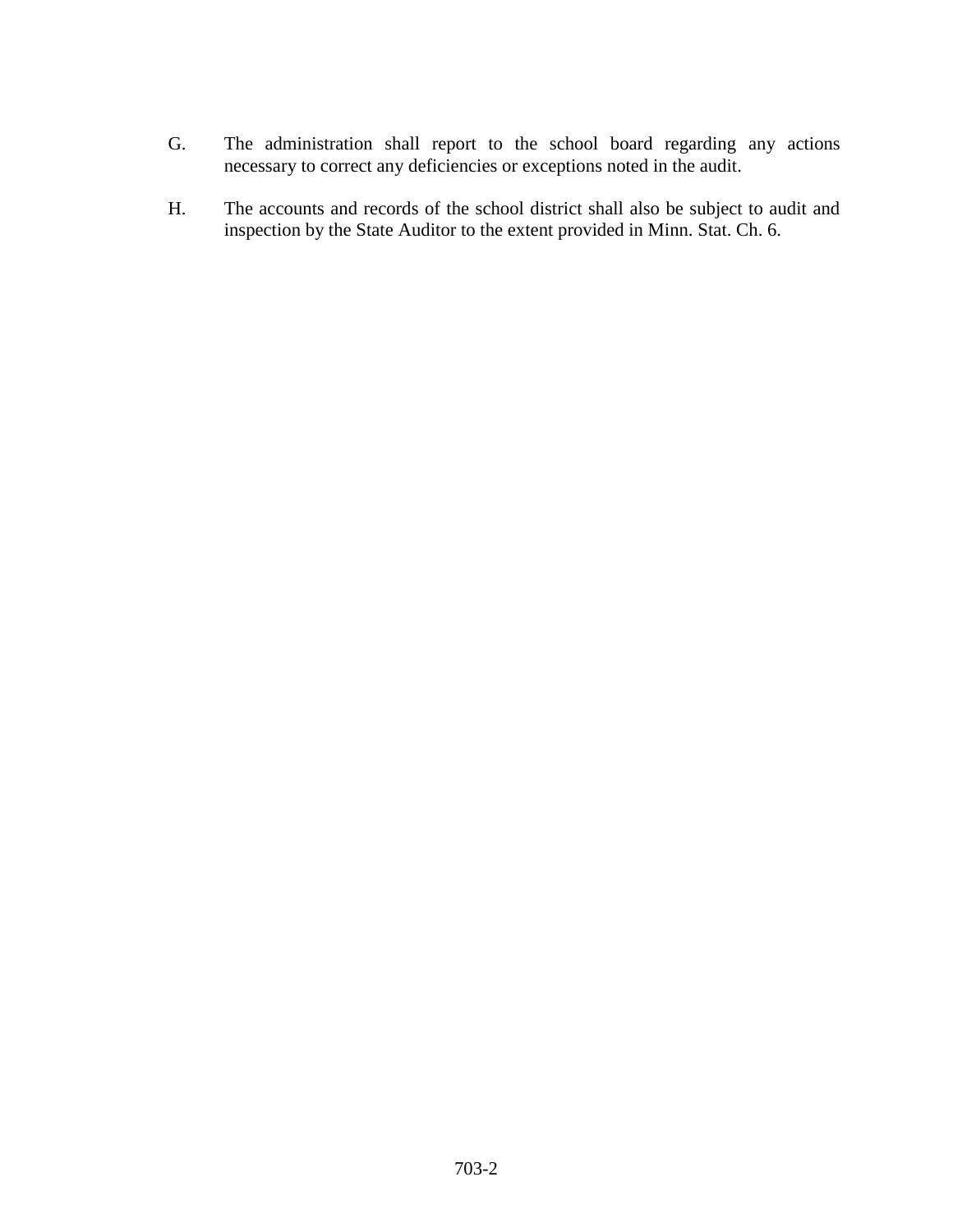G. The administration shall report to the school board regarding any actions necessary to correct any deficiencies or exceptions noted in the audit.

H. The accounts and records of the school district shall also be subject to audit and inspection by the State Auditor to the extent provided in Minn. Stat. Ch. 6.